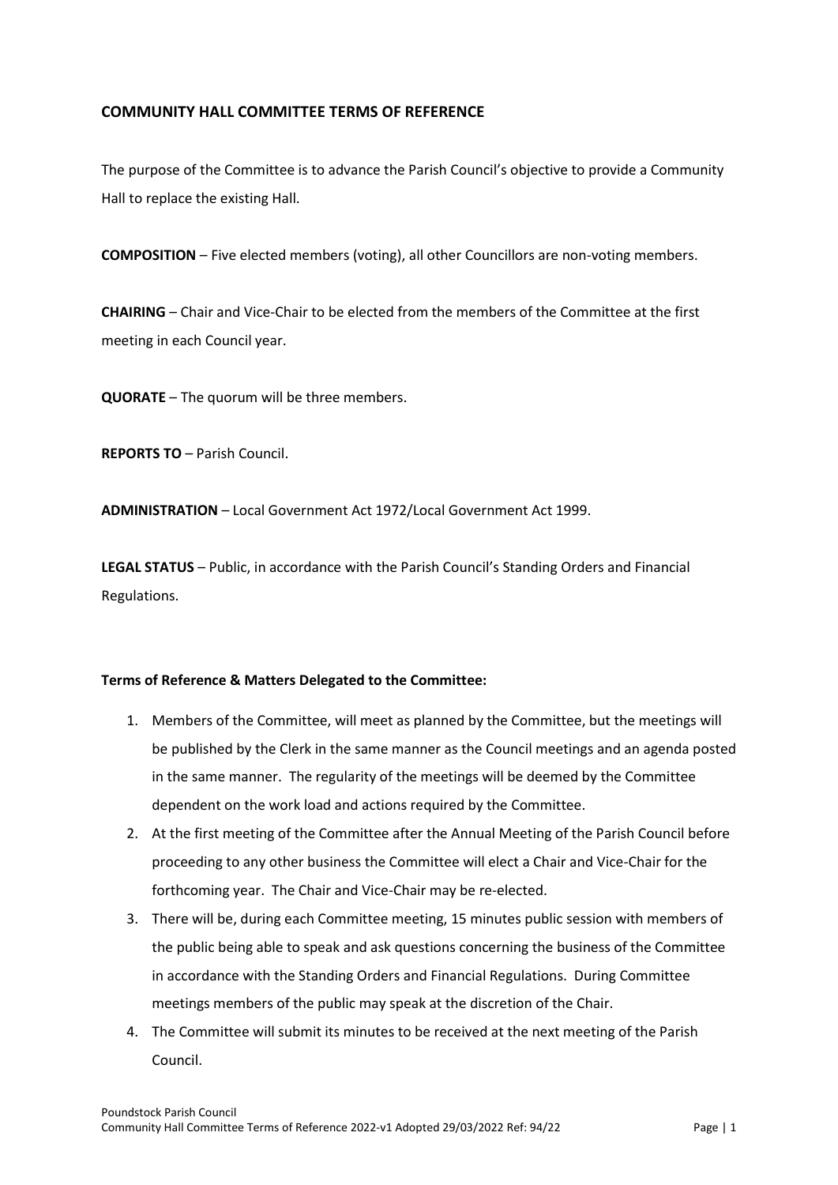## COMMUNITY HALL COMMITTEE TERMS OF REFERENCE

The purpose of the Committee is to advance the Parish Council's objective to provide a Community Hall to replace the existing Hall.

**COMPOSITION** – Five elected members (voting), all other Councillors are non-voting members.

**CHAIRING** – Chair and Vice-Chair to be elected from the members of the Committee at the first meeting in each Council year.

**QUORATE** – The quorum will be three members.

**REPORTS TO** – Parish Council.

**ADMINISTRATION** – Local Government Act 1972/Local Government Act 1999.

**LEGAL STATUS** – Public, in accordance with the Parish Council's Standing Orders and Financial Regulations.

**Terms of Reference & Matters Delegated to the Committee:**

1. Members of the Committee, will meet as planned by the Committee, but the meetings will be published by the Clerk in the same manner as the Council meetings and an agenda posted in the same manner. The regularity of the meetings will be deemed by the Committee dependent on the work load and actions required by the Committee.
2. At the first meeting of the Committee after the Annual Meeting of the Parish Council before proceeding to any other business the Committee will elect a Chair and Vice-Chair for the forthcoming year. The Chair and Vice-Chair may be re-elected.
3. There will be, during each Committee meeting, 15 minutes public session with members of the public being able to speak and ask questions concerning the business of the Committee in accordance with the Standing Orders and Financial Regulations. During Committee meetings members of the public may speak at the discretion of the Chair.
4. The Committee will submit its minutes to be received at the next meeting of the Parish Council.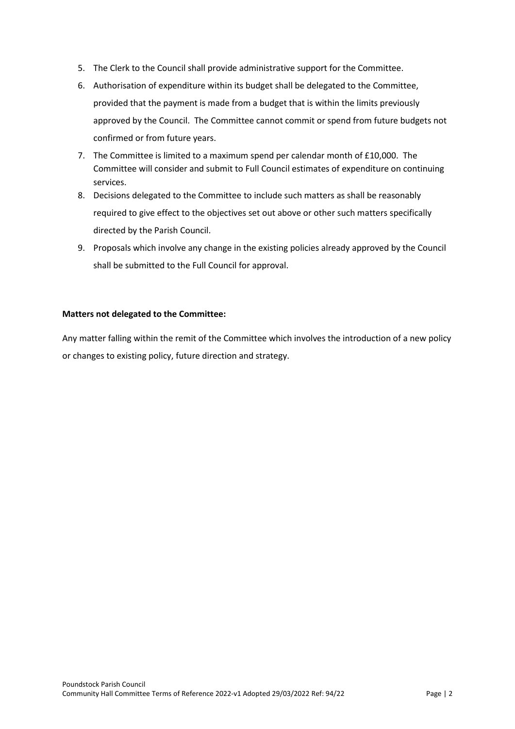5. The Clerk to the Council shall provide administrative support for the Committee.
6. Authorisation of expenditure within its budget shall be delegated to the Committee, provided that the payment is made from a budget that is within the limits previously approved by the Council. The Committee cannot commit or spend from future budgets not confirmed or from future years.
7. The Committee is limited to a maximum spend per calendar month of £10,000. The Committee will consider and submit to Full Council estimates of expenditure on continuing services.
8. Decisions delegated to the Committee to include such matters as shall be reasonably required to give effect to the objectives set out above or other such matters specifically directed by the Parish Council.
9. Proposals which involve any change in the existing policies already approved by the Council shall be submitted to the Full Council for approval.

**Matters not delegated to the Committee:**

Any matter falling within the remit of the Committee which involves the introduction of a new policy or changes to existing policy, future direction and strategy.